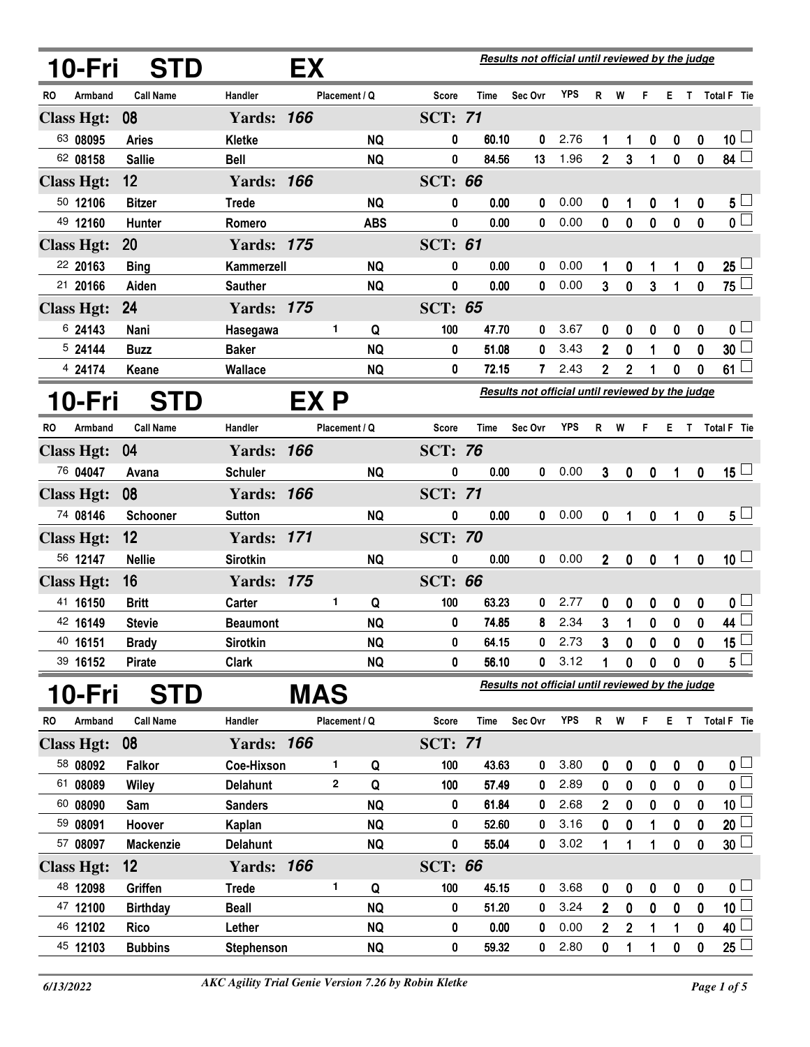## 10-Fri STD EX

*Results not official until reviewed by the judge*

| RO | Armband | Call Name | Handler | Placement | Q | Score | Time | Sec Ovr | YPS | R | W | F | E | T | Total F | Tie |
|---|---|---|---|---|---|---|---|---|---|---|---|---|---|---|---|---|
| **Class Hgt: 08** | | | **Yards: 166** | | | **SCT: 71** | | | | | | | | | | |
| 63 | 08095 | Aries | Kletke | | NQ | 0 | 60.10 | 0 | 2.76 | 1 | 1 | 0 | 0 | 0 | 10 | ☐ |
| 62 | 08158 | Sallie | Bell | | NQ | 0 | 84.56 | 13 | 1.96 | 2 | 3 | 1 | 0 | 0 | 84 | ☐ |
| **Class Hgt: 12** | | | **Yards: 166** | | | **SCT: 66** | | | | | | | | | | |
| 50 | 12106 | Bitzer | Trede | | NQ | 0 | 0.00 | 0 | 0.00 | 0 | 1 | 0 | 1 | 0 | 5 | ☐ |
| 49 | 12160 | Hunter | Romero | | ABS | 0 | 0.00 | 0 | 0.00 | 0 | 0 | 0 | 0 | 0 | 0 | ☐ |
| **Class Hgt: 20** | | | **Yards: 175** | | | **SCT: 61** | | | | | | | | | | |
| 22 | 20163 | Bing | Kammerzell | | NQ | 0 | 0.00 | 0 | 0.00 | 1 | 0 | 1 | 1 | 0 | 25 | ☐ |
| 21 | 20166 | Aiden | Sauther | | NQ | 0 | 0.00 | 0 | 0.00 | 3 | 0 | 3 | 1 | 0 | 75 | ☐ |
| **Class Hgt: 24** | | | **Yards: 175** | | | **SCT: 65** | | | | | | | | | | |
| 6 | 24143 | Nani | Hasegawa | 1 | Q | 100 | 47.70 | 0 | 3.67 | 0 | 0 | 0 | 0 | 0 | 0 | ☐ |
| 5 | 24144 | Buzz | Baker | | NQ | 0 | 51.08 | 0 | 3.43 | 2 | 0 | 1 | 0 | 0 | 30 | ☐ |
| 4 | 24174 | Keane | Wallace | | NQ | 0 | 72.15 | 7 | 2.43 | 2 | 2 | 1 | 0 | 0 | 61 | ☐ |

## 10-Fri STD EX P

*Results not official until reviewed by the judge*

| RO | Armband | Call Name | Handler | Placement | Q | Score | Time | Sec Ovr | YPS | R | W | F | E | T | Total F | Tie |
|---|---|---|---|---|---|---|---|---|---|---|---|---|---|---|---|---|
| **Class Hgt: 04** | | | **Yards: 166** | | | **SCT: 76** | | | | | | | | | | |
| 76 | 04047 | Avana | Schuler | | NQ | 0 | 0.00 | 0 | 0.00 | 3 | 0 | 0 | 1 | 0 | 15 | ☐ |
| **Class Hgt: 08** | | | **Yards: 166** | | | **SCT: 71** | | | | | | | | | | |
| 74 | 08146 | Schooner | Sutton | | NQ | 0 | 0.00 | 0 | 0.00 | 0 | 1 | 0 | 1 | 0 | 5 | ☐ |
| **Class Hgt: 12** | | | **Yards: 171** | | | **SCT: 70** | | | | | | | | | | |
| 56 | 12147 | Nellie | Sirotkin | | NQ | 0 | 0.00 | 0 | 0.00 | 2 | 0 | 0 | 1 | 0 | 10 | ☐ |
| **Class Hgt: 16** | | | **Yards: 175** | | | **SCT: 66** | | | | | | | | | | |
| 41 | 16150 | Britt | Carter | 1 | Q | 100 | 63.23 | 0 | 2.77 | 0 | 0 | 0 | 0 | 0 | 0 | ☐ |
| 42 | 16149 | Stevie | Beaumont | | NQ | 0 | 74.85 | 8 | 2.34 | 3 | 1 | 0 | 0 | 0 | 44 | ☐ |
| 40 | 16151 | Brady | Sirotkin | | NQ | 0 | 64.15 | 0 | 2.73 | 3 | 0 | 0 | 0 | 0 | 15 | ☐ |
| 39 | 16152 | Pirate | Clark | | NQ | 0 | 56.10 | 0 | 3.12 | 1 | 0 | 0 | 0 | 0 | 5 | ☐ |

## 10-Fri STD MAS

*Results not official until reviewed by the judge*

| RO | Armband | Call Name | Handler | Placement | Q | Score | Time | Sec Ovr | YPS | R | W | F | E | T | Total F | Tie |
|---|---|---|---|---|---|---|---|---|---|---|---|---|---|---|---|---|
| **Class Hgt: 08** | | | **Yards: 166** | | | **SCT: 71** | | | | | | | | | | |
| 58 | 08092 | Falkor | Coe-Hixson | 1 | Q | 100 | 43.63 | 0 | 3.80 | 0 | 0 | 0 | 0 | 0 | 0 | ☐ |
| 61 | 08089 | Wiley | Delahunt | 2 | Q | 100 | 57.49 | 0 | 2.89 | 0 | 0 | 0 | 0 | 0 | 0 | ☐ |
| 60 | 08090 | Sam | Sanders | | NQ | 0 | 61.84 | 0 | 2.68 | 2 | 0 | 0 | 0 | 0 | 10 | ☐ |
| 59 | 08091 | Hoover | Kaplan | | NQ | 0 | 52.60 | 0 | 3.16 | 0 | 0 | 1 | 0 | 0 | 20 | ☐ |
| 57 | 08097 | Mackenzie | Delahunt | | NQ | 0 | 55.04 | 0 | 3.02 | 1 | 1 | 1 | 0 | 0 | 30 | ☐ |
| **Class Hgt: 12** | | | **Yards: 166** | | | **SCT: 66** | | | | | | | | | | |
| 48 | 12098 | Griffen | Trede | 1 | Q | 100 | 45.15 | 0 | 3.68 | 0 | 0 | 0 | 0 | 0 | 0 | ☐ |
| 47 | 12100 | Birthday | Beall | | NQ | 0 | 51.20 | 0 | 3.24 | 2 | 0 | 0 | 0 | 0 | 10 | ☐ |
| 46 | 12102 | Rico | Lether | | NQ | 0 | 0.00 | 0 | 0.00 | 2 | 2 | 1 | 1 | 0 | 40 | ☐ |
| 45 | 12103 | Bubbins | Stephenson | | NQ | 0 | 59.32 | 0 | 2.80 | 0 | 1 | 1 | 0 | 0 | 25 | ☐ |

*6/13/2022* — *AKC Agility Trial Genie Version 7.26 by Robin Kletke*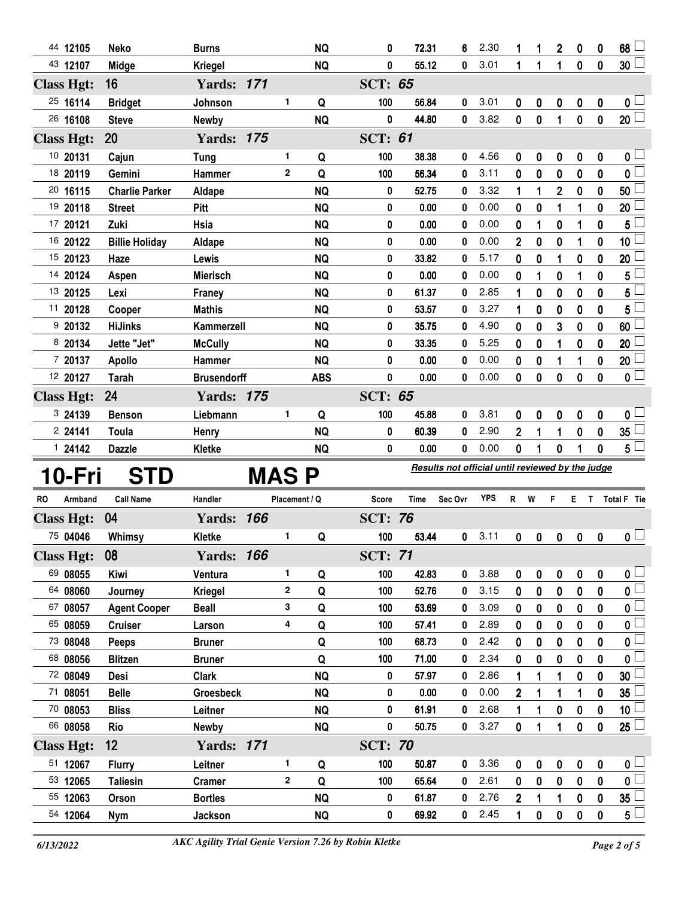| RO | Armband | Call Name | Handler | Placement | Q | Score | Time | Sec Ovr | YPS | R | W | F | E | T | Total F | Tie |
|---|---|---|---|---|---|---|---|---|---|---|---|---|---|---|---|---|
| 44 | 12105 | Neko | Burns | | NQ | 0 | 72.31 | 6 | 2.30 | 1 | 1 | 2 | 0 | 0 | 68 | |
| 43 | 12107 | Midge | Kriegel | | NQ | 0 | 55.12 | 0 | 3.01 | 1 | 1 | 1 | 0 | 0 | 30 | |
| **Class Hgt: 16** | | | **Yards: 171** | | | **SCT: 65** | | | | | | | | | | |
| 25 | 16114 | Bridget | Johnson | 1 | Q | 100 | 56.84 | 0 | 3.01 | 0 | 0 | 0 | 0 | 0 | 0 | |
| 26 | 16108 | Steve | Newby | | NQ | 0 | 44.80 | 0 | 3.82 | 0 | 0 | 1 | 0 | 0 | 20 | |
| **Class Hgt: 20** | | | **Yards: 175** | | | **SCT: 61** | | | | | | | | | | |
| 10 | 20131 | Cajun | Tung | 1 | Q | 100 | 38.38 | 0 | 4.56 | 0 | 0 | 0 | 0 | 0 | 0 | |
| 18 | 20119 | Gemini | Hammer | 2 | Q | 100 | 56.34 | 0 | 3.11 | 0 | 0 | 0 | 0 | 0 | 0 | |
| 20 | 16115 | Charlie Parker | Aldape | | NQ | 0 | 52.75 | 0 | 3.32 | 1 | 1 | 2 | 0 | 0 | 50 | |
| 19 | 20118 | Street | Pitt | | NQ | 0 | 0.00 | 0 | 0.00 | 0 | 0 | 1 | 1 | 0 | 20 | |
| 17 | 20121 | Zuki | Hsia | | NQ | 0 | 0.00 | 0 | 0.00 | 0 | 1 | 0 | 1 | 0 | 5 | |
| 16 | 20122 | Billie Holiday | Aldape | | NQ | 0 | 0.00 | 0 | 0.00 | 2 | 0 | 0 | 1 | 0 | 10 | |
| 15 | 20123 | Haze | Lewis | | NQ | 0 | 33.82 | 0 | 5.17 | 0 | 0 | 1 | 0 | 0 | 20 | |
| 14 | 20124 | Aspen | Mierisch | | NQ | 0 | 0.00 | 0 | 0.00 | 0 | 1 | 0 | 1 | 0 | 5 | |
| 13 | 20125 | Lexi | Franey | | NQ | 0 | 61.37 | 0 | 2.85 | 1 | 0 | 0 | 0 | 0 | 5 | |
| 11 | 20128 | Cooper | Mathis | | NQ | 0 | 53.57 | 0 | 3.27 | 1 | 0 | 0 | 0 | 0 | 5 | |
| 9 | 20132 | HiJinks | Kammerzell | | NQ | 0 | 35.75 | 0 | 4.90 | 0 | 0 | 3 | 0 | 0 | 60 | |
| 8 | 20134 | Jette "Jet" | McCully | | NQ | 0 | 33.35 | 0 | 5.25 | 0 | 0 | 1 | 0 | 0 | 20 | |
| 7 | 20137 | Apollo | Hammer | | NQ | 0 | 0.00 | 0 | 0.00 | 0 | 0 | 1 | 1 | 0 | 20 | |
| 12 | 20127 | Tarah | Brusendorff | | ABS | 0 | 0.00 | 0 | 0.00 | 0 | 0 | 0 | 0 | 0 | 0 | |
| **Class Hgt: 24** | | | **Yards: 175** | | | **SCT: 65** | | | | | | | | | | |
| 3 | 24139 | Benson | Liebmann | 1 | Q | 100 | 45.88 | 0 | 3.81 | 0 | 0 | 0 | 0 | 0 | 0 | |
| 2 | 24141 | Toula | Henry | | NQ | 0 | 60.39 | 0 | 2.90 | 2 | 1 | 1 | 0 | 0 | 35 | |
| 1 | 24142 | Dazzle | Kletke | | NQ | 0 | 0.00 | 0 | 0.00 | 0 | 1 | 0 | 1 | 0 | 5 | |

# 10-Fri STD MAS P

*Results not official until reviewed by the judge*

| RO | Armband | Call Name | Handler | Placement | Q | Score | Time | Sec Ovr | YPS | R | W | F | E | T | Total F | Tie |
|---|---|---|---|---|---|---|---|---|---|---|---|---|---|---|---|---|
| **Class Hgt: 04** | | | **Yards: 166** | | | **SCT: 76** | | | | | | | | | | |
| 75 | 04046 | Whimsy | Kletke | 1 | Q | 100 | 53.44 | 0 | 3.11 | 0 | 0 | 0 | 0 | 0 | 0 | |
| **Class Hgt: 08** | | | **Yards: 166** | | | **SCT: 71** | | | | | | | | | | |
| 69 | 08055 | Kiwi | Ventura | 1 | Q | 100 | 42.83 | 0 | 3.88 | 0 | 0 | 0 | 0 | 0 | 0 | |
| 64 | 08060 | Journey | Kriegel | 2 | Q | 100 | 52.76 | 0 | 3.15 | 0 | 0 | 0 | 0 | 0 | 0 | |
| 67 | 08057 | Agent Cooper | Beall | 3 | Q | 100 | 53.69 | 0 | 3.09 | 0 | 0 | 0 | 0 | 0 | 0 | |
| 65 | 08059 | Cruiser | Larson | 4 | Q | 100 | 57.41 | 0 | 2.89 | 0 | 0 | 0 | 0 | 0 | 0 | |
| 73 | 08048 | Peeps | Bruner | | Q | 100 | 68.73 | 0 | 2.42 | 0 | 0 | 0 | 0 | 0 | 0 | |
| 68 | 08056 | Blitzen | Bruner | | Q | 100 | 71.00 | 0 | 2.34 | 0 | 0 | 0 | 0 | 0 | 0 | |
| 72 | 08049 | Desi | Clark | | NQ | 0 | 57.97 | 0 | 2.86 | 1 | 1 | 1 | 0 | 0 | 30 | |
| 71 | 08051 | Belle | Groesbeck | | NQ | 0 | 0.00 | 0 | 0.00 | 2 | 1 | 1 | 1 | 0 | 35 | |
| 70 | 08053 | Bliss | Leitner | | NQ | 0 | 61.91 | 0 | 2.68 | 1 | 1 | 0 | 0 | 0 | 10 | |
| 66 | 08058 | Rio | Newby | | NQ | 0 | 50.75 | 0 | 3.27 | 0 | 1 | 1 | 0 | 0 | 25 | |
| **Class Hgt: 12** | | | **Yards: 171** | | | **SCT: 70** | | | | | | | | | | |
| 51 | 12067 | Flurry | Leitner | 1 | Q | 100 | 50.87 | 0 | 3.36 | 0 | 0 | 0 | 0 | 0 | 0 | |
| 53 | 12065 | Taliesin | Cramer | 2 | Q | 100 | 65.64 | 0 | 2.61 | 0 | 0 | 0 | 0 | 0 | 0 | |
| 55 | 12063 | Orson | Bortles | | NQ | 0 | 61.87 | 0 | 2.76 | 2 | 1 | 1 | 0 | 0 | 35 | |
| 54 | 12064 | Nym | Jackson | | NQ | 0 | 69.92 | 0 | 2.45 | 1 | 0 | 0 | 0 | 0 | 5 | |

6/13/2022 — *AKC Agility Trial Genie Version 7.26 by Robin Kletke*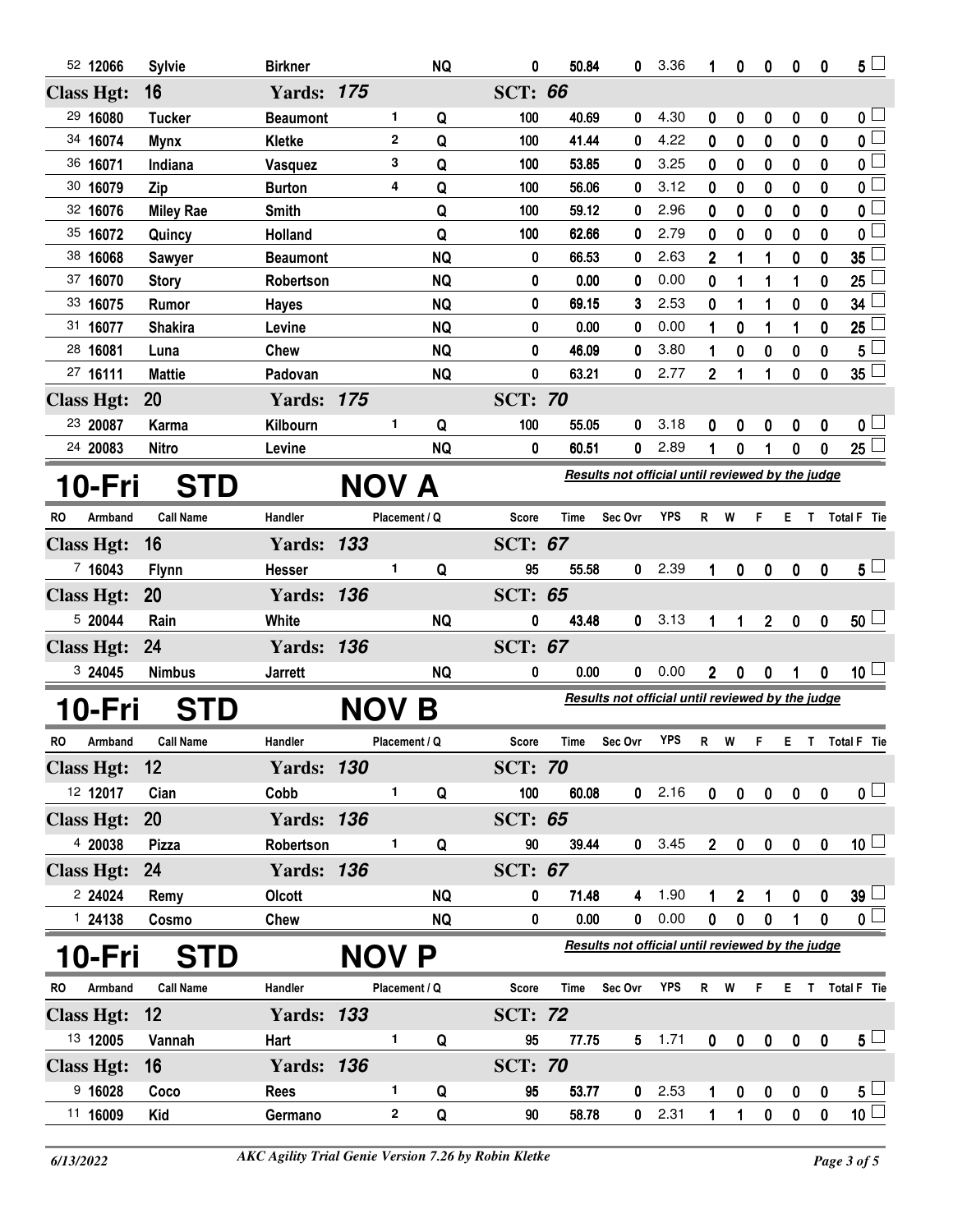| RO | Armband | Call Name | Handler | Placement | Q | Score | Time | Sec Ovr | YPS | R | W | F | E | T | Total F | Tie |
|---|---|---|---|---|---|---|---|---|---|---|---|---|---|---|---|---|
| 52 | 12066 | Sylvie | Birkner | | NQ | 0 | 50.84 | 0 | 3.36 | 1 | 0 | 0 | 0 | 0 | 5 | |
| **Class Hgt: 16** | | | **Yards: 175** | | | **SCT: 66** | | | | | | | | | | |
| 29 | 16080 | Tucker | Beaumont | 1 | Q | 100 | 40.69 | 0 | 4.30 | 0 | 0 | 0 | 0 | 0 | 0 | |
| 34 | 16074 | Mynx | Kletke | 2 | Q | 100 | 41.44 | 0 | 4.22 | 0 | 0 | 0 | 0 | 0 | 0 | |
| 36 | 16071 | Indiana | Vasquez | 3 | Q | 100 | 53.85 | 0 | 3.25 | 0 | 0 | 0 | 0 | 0 | 0 | |
| 30 | 16079 | Zip | Burton | 4 | Q | 100 | 56.06 | 0 | 3.12 | 0 | 0 | 0 | 0 | 0 | 0 | |
| 32 | 16076 | Miley Rae | Smith | | Q | 100 | 59.12 | 0 | 2.96 | 0 | 0 | 0 | 0 | 0 | 0 | |
| 35 | 16072 | Quincy | Holland | | Q | 100 | 62.66 | 0 | 2.79 | 0 | 0 | 0 | 0 | 0 | 0 | |
| 38 | 16068 | Sawyer | Beaumont | | NQ | 0 | 66.53 | 0 | 2.63 | 2 | 1 | 1 | 0 | 0 | 35 | |
| 37 | 16070 | Story | Robertson | | NQ | 0 | 0.00 | 0 | 0.00 | 0 | 1 | 1 | 1 | 0 | 25 | |
| 33 | 16075 | Rumor | Hayes | | NQ | 0 | 69.15 | 3 | 2.53 | 0 | 1 | 1 | 0 | 0 | 34 | |
| 31 | 16077 | Shakira | Levine | | NQ | 0 | 0.00 | 0 | 0.00 | 1 | 0 | 1 | 1 | 0 | 25 | |
| 28 | 16081 | Luna | Chew | | NQ | 0 | 46.09 | 0 | 3.80 | 1 | 0 | 0 | 0 | 0 | 5 | |
| 27 | 16111 | Mattie | Padovan | | NQ | 0 | 63.21 | 0 | 2.77 | 2 | 1 | 1 | 0 | 0 | 35 | |
| **Class Hgt: 20** | | | **Yards: 175** | | | **SCT: 70** | | | | | | | | | | |
| 23 | 20087 | Karma | Kilbourn | 1 | Q | 100 | 55.05 | 0 | 3.18 | 0 | 0 | 0 | 0 | 0 | 0 | |
| 24 | 20083 | Nitro | Levine | | NQ | 0 | 60.51 | 0 | 2.89 | 1 | 0 | 1 | 0 | 0 | 25 | |

## 10-Fri STD NOV A

*Results not official until reviewed by the judge*

| RO | Armband | Call Name | Handler | Placement | Q | Score | Time | Sec Ovr | YPS | R | W | F | E | T | Total F | Tie |
|---|---|---|---|---|---|---|---|---|---|---|---|---|---|---|---|---|
| **Class Hgt: 16** | | | **Yards: 133** | | | **SCT: 67** | | | | | | | | | | |
| 7 | 16043 | Flynn | Hesser | 1 | Q | 95 | 55.58 | 0 | 2.39 | 1 | 0 | 0 | 0 | 0 | 5 | |
| **Class Hgt: 20** | | | **Yards: 136** | | | **SCT: 65** | | | | | | | | | | |
| 5 | 20044 | Rain | White | | NQ | 0 | 43.48 | 0 | 3.13 | 1 | 1 | 2 | 0 | 0 | 50 | |
| **Class Hgt: 24** | | | **Yards: 136** | | | **SCT: 67** | | | | | | | | | | |
| 3 | 24045 | Nimbus | Jarrett | | NQ | 0 | 0.00 | 0 | 0.00 | 2 | 0 | 0 | 1 | 0 | 10 | |

## 10-Fri STD NOV B

*Results not official until reviewed by the judge*

| RO | Armband | Call Name | Handler | Placement | Q | Score | Time | Sec Ovr | YPS | R | W | F | E | T | Total F | Tie |
|---|---|---|---|---|---|---|---|---|---|---|---|---|---|---|---|---|
| **Class Hgt: 12** | | | **Yards: 130** | | | **SCT: 70** | | | | | | | | | | |
| 12 | 12017 | Cian | Cobb | 1 | Q | 100 | 60.08 | 0 | 2.16 | 0 | 0 | 0 | 0 | 0 | 0 | |
| **Class Hgt: 20** | | | **Yards: 136** | | | **SCT: 65** | | | | | | | | | | |
| 4 | 20038 | Pizza | Robertson | 1 | Q | 90 | 39.44 | 0 | 3.45 | 2 | 0 | 0 | 0 | 0 | 10 | |
| **Class Hgt: 24** | | | **Yards: 136** | | | **SCT: 67** | | | | | | | | | | |
| 2 | 24024 | Remy | Olcott | | NQ | 0 | 71.48 | 4 | 1.90 | 1 | 2 | 1 | 0 | 0 | 39 | |
| 1 | 24138 | Cosmo | Chew | | NQ | 0 | 0.00 | 0 | 0.00 | 0 | 0 | 0 | 1 | 0 | 0 | |

## 10-Fri STD NOV P

*Results not official until reviewed by the judge*

| RO | Armband | Call Name | Handler | Placement | Q | Score | Time | Sec Ovr | YPS | R | W | F | E | T | Total F | Tie |
|---|---|---|---|---|---|---|---|---|---|---|---|---|---|---|---|---|
| **Class Hgt: 12** | | | **Yards: 133** | | | **SCT: 72** | | | | | | | | | | |
| 13 | 12005 | Vannah | Hart | 1 | Q | 95 | 77.75 | 5 | 1.71 | 0 | 0 | 0 | 0 | 0 | 5 | |
| **Class Hgt: 16** | | | **Yards: 136** | | | **SCT: 70** | | | | | | | | | | |
| 9 | 16028 | Coco | Rees | 1 | Q | 95 | 53.77 | 0 | 2.53 | 1 | 0 | 0 | 0 | 0 | 5 | |
| 11 | 16009 | Kid | Germano | 2 | Q | 90 | 58.78 | 0 | 2.31 | 1 | 1 | 0 | 0 | 0 | 10 | |

6/13/2022 — AKC Agility Trial Genie Version 7.26 by Robin Kletke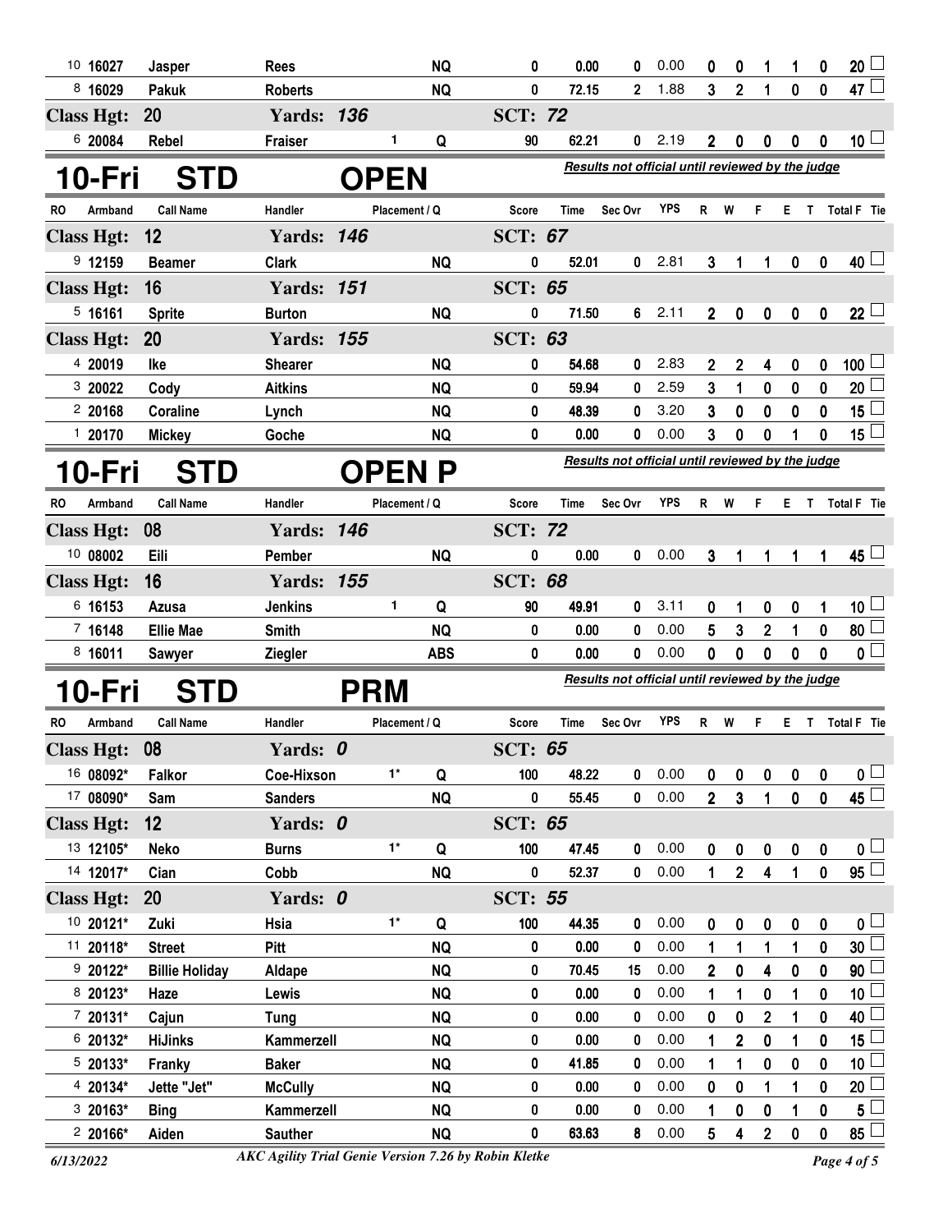| RO | Armband | Call Name | Handler | Placement | Q | Score | Time | Sec Ovr | YPS | R | W | F | E | T | Total F | Tie |
|---|---|---|---|---|---|---|---|---|---|---|---|---|---|---|---|---|
| 10 | 16027 | Jasper | Rees | | NQ | 0 | 0.00 | 0 | 0.00 | 0 | 0 | 1 | 1 | 0 | 20 | |
| 8 | 16029 | Pakuk | Roberts | | NQ | 0 | 72.15 | 2 | 1.88 | 3 | 2 | 1 | 0 | 0 | 47 | |
| **Class Hgt: 20** | | | **Yards: 136** | | | **SCT: 72** | | | | | | | | | | |
| 6 | 20084 | Rebel | Fraiser | 1 | Q | 90 | 62.21 | 0 | 2.19 | 2 | 0 | 0 | 0 | 0 | 10 | |

## 10-Fri STD OPEN

*Results not official until reviewed by the judge*

| RO | Armband | Call Name | Handler | Placement | Q | Score | Time | Sec Ovr | YPS | R | W | F | E | T | Total F | Tie |
|---|---|---|---|---|---|---|---|---|---|---|---|---|---|---|---|---|
| **Class Hgt: 12** | | | **Yards: 146** | | | **SCT: 67** | | | | | | | | | | |
| 9 | 12159 | Beamer | Clark | | NQ | 0 | 52.01 | 0 | 2.81 | 3 | 1 | 1 | 0 | 0 | 40 | |
| **Class Hgt: 16** | | | **Yards: 151** | | | **SCT: 65** | | | | | | | | | | |
| 5 | 16161 | Sprite | Burton | | NQ | 0 | 71.50 | 6 | 2.11 | 2 | 0 | 0 | 0 | 0 | 22 | |
| **Class Hgt: 20** | | | **Yards: 155** | | | **SCT: 63** | | | | | | | | | | |
| 4 | 20019 | Ike | Shearer | | NQ | 0 | 54.68 | 0 | 2.83 | 2 | 2 | 4 | 0 | 0 | 100 | |
| 3 | 20022 | Cody | Aitkins | | NQ | 0 | 59.94 | 0 | 2.59 | 3 | 1 | 0 | 0 | 0 | 20 | |
| 2 | 20168 | Coraline | Lynch | | NQ | 0 | 48.39 | 0 | 3.20 | 3 | 0 | 0 | 0 | 0 | 15 | |
| 1 | 20170 | Mickey | Goche | | NQ | 0 | 0.00 | 0 | 0.00 | 3 | 0 | 0 | 1 | 0 | 15 | |

## 10-Fri STD OPEN P

*Results not official until reviewed by the judge*

| RO | Armband | Call Name | Handler | Placement | Q | Score | Time | Sec Ovr | YPS | R | W | F | E | T | Total F | Tie |
|---|---|---|---|---|---|---|---|---|---|---|---|---|---|---|---|---|
| **Class Hgt: 08** | | | **Yards: 146** | | | **SCT: 72** | | | | | | | | | | |
| 10 | 08002 | Eili | Pember | | NQ | 0 | 0.00 | 0 | 0.00 | 3 | 1 | 1 | 1 | 1 | 45 | |
| **Class Hgt: 16** | | | **Yards: 155** | | | **SCT: 68** | | | | | | | | | | |
| 6 | 16153 | Azusa | Jenkins | 1 | Q | 90 | 49.91 | 0 | 3.11 | 0 | 1 | 0 | 0 | 1 | 10 | |
| 7 | 16148 | Ellie Mae | Smith | | NQ | 0 | 0.00 | 0 | 0.00 | 5 | 3 | 2 | 1 | 0 | 80 | |
| 8 | 16011 | Sawyer | Ziegler | | ABS | 0 | 0.00 | 0 | 0.00 | 0 | 0 | 0 | 0 | 0 | 0 | |

## 10-Fri STD PRM

*Results not official until reviewed by the judge*

| RO | Armband | Call Name | Handler | Placement | Q | Score | Time | Sec Ovr | YPS | R | W | F | E | T | Total F | Tie |
|---|---|---|---|---|---|---|---|---|---|---|---|---|---|---|---|---|
| **Class Hgt: 08** | | | **Yards: 0** | | | **SCT: 65** | | | | | | | | | | |
| 16 | 08092* | Falkor | Coe-Hixson | 1* | Q | 100 | 48.22 | 0 | 0.00 | 0 | 0 | 0 | 0 | 0 | 0 | |
| 17 | 08090* | Sam | Sanders | | NQ | 0 | 55.45 | 0 | 0.00 | 2 | 3 | 1 | 0 | 0 | 45 | |
| **Class Hgt: 12** | | | **Yards: 0** | | | **SCT: 65** | | | | | | | | | | |
| 13 | 12105* | Neko | Burns | 1* | Q | 100 | 47.45 | 0 | 0.00 | 0 | 0 | 0 | 0 | 0 | 0 | |
| 14 | 12017* | Cian | Cobb | | NQ | 0 | 52.37 | 0 | 0.00 | 1 | 2 | 4 | 1 | 0 | 95 | |
| **Class Hgt: 20** | | | **Yards: 0** | | | **SCT: 55** | | | | | | | | | | |
| 10 | 20121* | Zuki | Hsia | 1* | Q | 100 | 44.35 | 0 | 0.00 | 0 | 0 | 0 | 0 | 0 | 0 | |
| 11 | 20118* | Street | Pitt | | NQ | 0 | 0.00 | 0 | 0.00 | 1 | 1 | 1 | 1 | 0 | 30 | |
| 9 | 20122* | Billie Holiday | Aldape | | NQ | 0 | 70.45 | 15 | 0.00 | 2 | 0 | 4 | 0 | 0 | 90 | |
| 8 | 20123* | Haze | Lewis | | NQ | 0 | 0.00 | 0 | 0.00 | 1 | 1 | 0 | 1 | 0 | 10 | |
| 7 | 20131* | Cajun | Tung | | NQ | 0 | 0.00 | 0 | 0.00 | 0 | 0 | 2 | 1 | 0 | 40 | |
| 6 | 20132* | HiJinks | Kammerzell | | NQ | 0 | 0.00 | 0 | 0.00 | 1 | 2 | 0 | 1 | 0 | 15 | |
| 5 | 20133* | Franky | Baker | | NQ | 0 | 41.85 | 0 | 0.00 | 1 | 1 | 0 | 0 | 0 | 10 | |
| 4 | 20134* | Jette "Jet" | McCully | | NQ | 0 | 0.00 | 0 | 0.00 | 0 | 0 | 1 | 1 | 0 | 20 | |
| 3 | 20163* | Bing | Kammerzell | | NQ | 0 | 0.00 | 0 | 0.00 | 1 | 0 | 0 | 1 | 0 | 5 | |
| 2 | 20166* | Aiden | Sauther | | NQ | 0 | 63.63 | 8 | 0.00 | 5 | 4 | 2 | 0 | 0 | 85 | |

6/13/2022 — *AKC Agility Trial Genie Version 7.26 by Robin Kletke*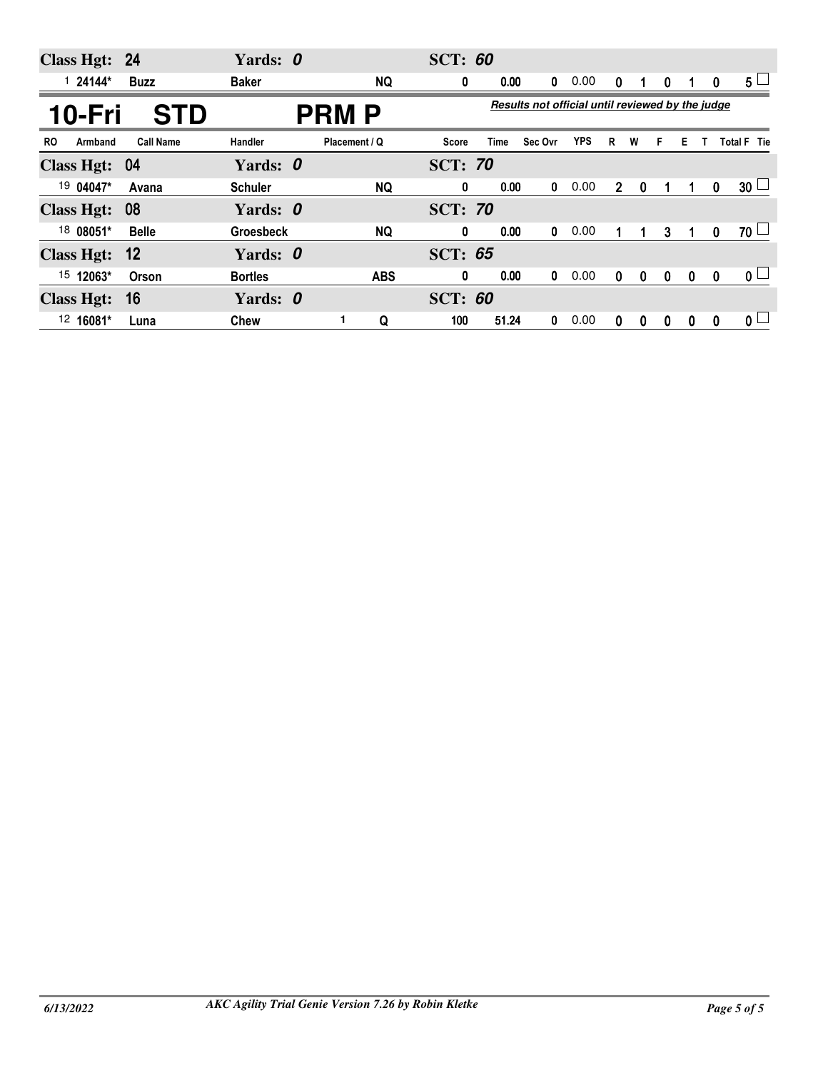| Class Hgt: 24 | | | Yards: 0 | | SCT: 60 | | | | | | | | | | |
|---|---|---|---|---|---|---|---|---|---|---|---|---|---|---|---|
| 1 24144* | Buzz | Baker | | NQ | 0 | 0.00 | 0 | 0.00 | 0 | 1 | 0 | 1 | 0 | 5 | |

## 10-Fri STD PRM P

*Results not official until reviewed by the judge*

| RO | Armband | Call Name | Handler | Placement / Q | | Score | Time | Sec Ovr | YPS | R | W | F | E | T | Total F | Tie |
|---|---|---|---|---|---|---|---|---|---|---|---|---|---|---|---|---|
| **Class Hgt: 04** | | | **Yards: 0** | | | **SCT: 70** | | | | | | | | | | |
| 19 | 04047* | Avana | Schuler | | NQ | 0 | 0.00 | 0 | 0.00 | 2 | 0 | 1 | 1 | 0 | 30 | |
| **Class Hgt: 08** | | | **Yards: 0** | | | **SCT: 70** | | | | | | | | | | |
| 18 | 08051* | Belle | Groesbeck | | NQ | 0 | 0.00 | 0 | 0.00 | 1 | 1 | 3 | 1 | 0 | 70 | |
| **Class Hgt: 12** | | | **Yards: 0** | | | **SCT: 65** | | | | | | | | | | |
| 15 | 12063* | Orson | Bortles | | ABS | 0 | 0.00 | 0 | 0.00 | 0 | 0 | 0 | 0 | 0 | 0 | |
| **Class Hgt: 16** | | | **Yards: 0** | | | **SCT: 60** | | | | | | | | | | |
| 12 | 16081* | Luna | Chew | 1 | Q | 100 | 51.24 | 0 | 0.00 | 0 | 0 | 0 | 0 | 0 | 0 | |

*6/13/2022* *AKC Agility Trial Genie Version 7.26 by Robin Kletke*